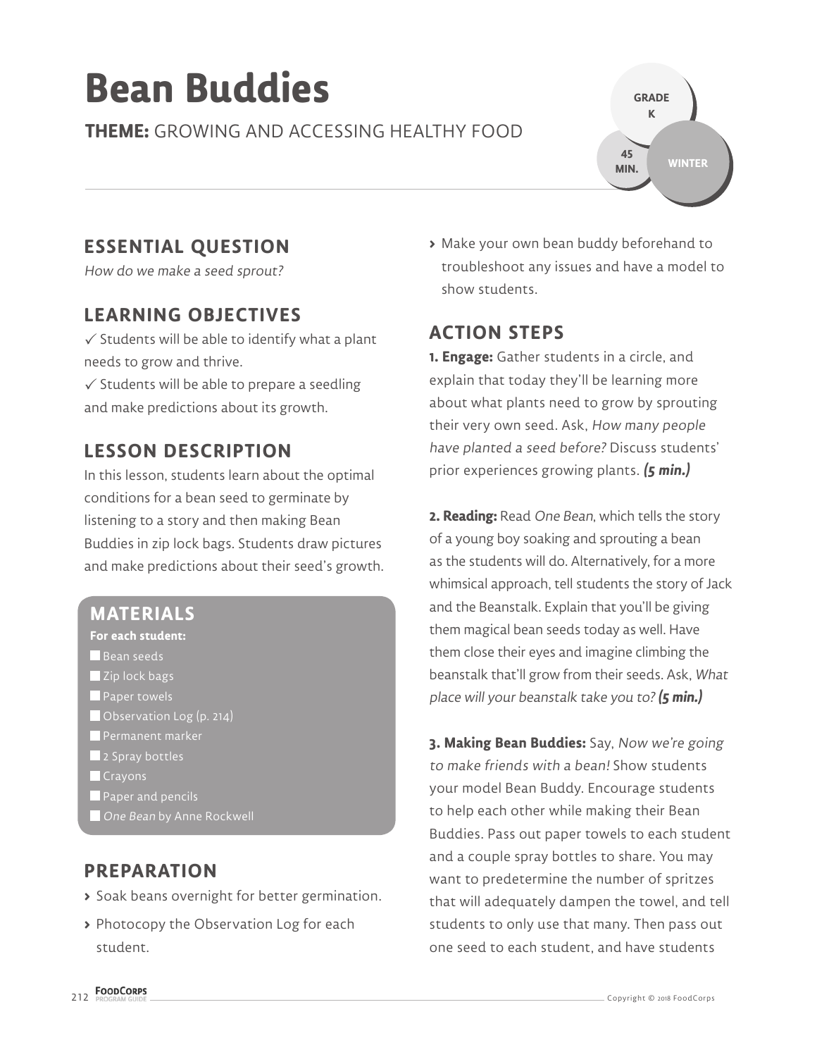# Bean Buddies

**THEME:** GROWING AND ACCESSING HEALTHY FOOD

GRADE K

45 MIN.

WINTER

## ESSENTIAL QUESTION

*How do we make a seed sprout?*

## LEARNING OBJECTIVES

✓ Students will be able to identify what a plant needs to grow and thrive.

✓ Students will be able to prepare a seedling and make predictions about its growth.

## LESSON DESCRIPTION

In this lesson, students learn about the optimal conditions for a bean seed to germinate by listening to a story and then making Bean Buddies in zip lock bags. Students draw pictures and make predictions about their seed's growth.

## MATERIALS

**For each student:**

- Bean seeds
- Zip lock bags
- Paper towels
- Observation Log (p. 214)
- Permanent marker
- 2 Spray bottles
- Crayons
- Paper and pencils
- *One Bean* by Anne Rockwell

## PREPARATION

- Soak beans overnight for better germination.
- Photocopy the Observation Log for each student.
- Make your own bean buddy beforehand to troubleshoot any issues and have a model to show students.

## ACTION STEPS

**1. Engage:** Gather students in a circle, and explain that today they'll be learning more about what plants need to grow by sprouting their very own seed. Ask, *How many people have planted a seed before?* Discuss students' prior experiences growing plants. ***(5 min.)***

**2. Reading:** Read *One Bean*, which tells the story of a young boy soaking and sprouting a bean as the students will do. Alternatively, for a more whimsical approach, tell students the story of Jack and the Beanstalk. Explain that you'll be giving them magical bean seeds today as well. Have them close their eyes and imagine climbing the beanstalk that'll grow from their seeds. Ask, *What place will your beanstalk take you to?* ***(5 min.)***

**3. Making Bean Buddies:** Say, *Now we're going to make friends with a bean!* Show students your model Bean Buddy. Encourage students to help each other while making their Bean Buddies. Pass out paper towels to each student and a couple spray bottles to share. You may want to predetermine the number of spritzes that will adequately dampen the towel, and tell students to only use that many. Then pass out one seed to each student, and have students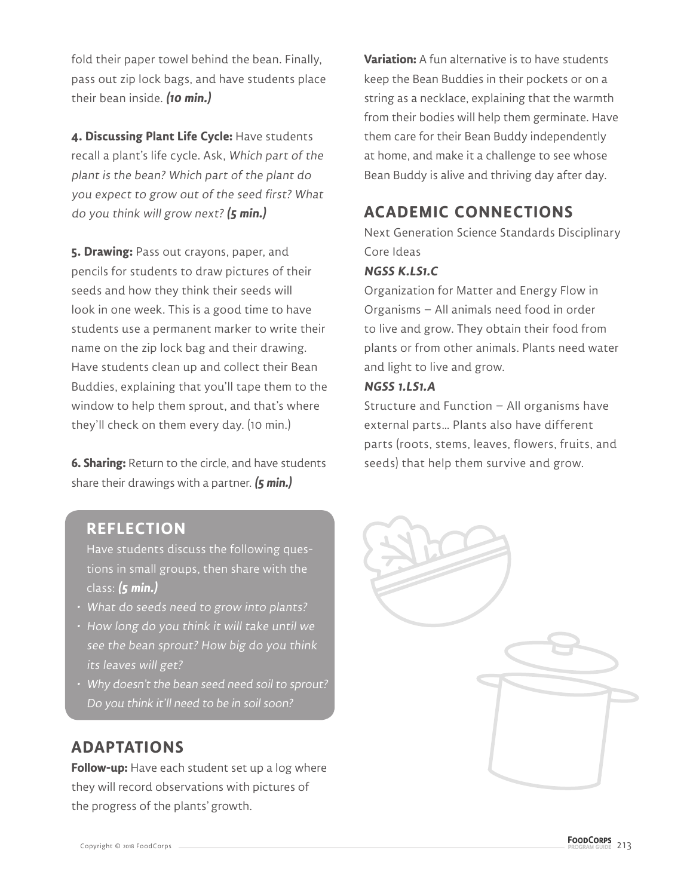fold their paper towel behind the bean. Finally, pass out zip lock bags, and have students place their bean inside. ***(10 min.)***

**4. Discussing Plant Life Cycle:** Have students recall a plant's life cycle. Ask, *Which part of the plant is the bean? Which part of the plant do you expect to grow out of the seed first? What do you think will grow next?* ***(5 min.)***

**5. Drawing:** Pass out crayons, paper, and pencils for students to draw pictures of their seeds and how they think their seeds will look in one week. This is a good time to have students use a permanent marker to write their name on the zip lock bag and their drawing. Have students clean up and collect their Bean Buddies, explaining that you'll tape them to the window to help them sprout, and that's where they'll check on them every day. (10 min.)

**6. Sharing:** Return to the circle, and have students share their drawings with a partner. ***(5 min.)***

## REFLECTION

Have students discuss the following questions in small groups, then share with the class: ***(5 min.)***

- *What do seeds need to grow into plants?*
- *How long do you think it will take until we see the bean sprout? How big do you think its leaves will get?*
- *Why doesn't the bean seed need soil to sprout? Do you think it'll need to be in soil soon?*

## ADAPTATIONS

**Follow-up:** Have each student set up a log where they will record observations with pictures of the progress of the plants' growth.

**Variation:** A fun alternative is to have students keep the Bean Buddies in their pockets or on a string as a necklace, explaining that the warmth from their bodies will help them germinate. Have them care for their Bean Buddy independently at home, and make it a challenge to see whose Bean Buddy is alive and thriving day after day.

## ACADEMIC CONNECTIONS

Next Generation Science Standards Disciplinary Core Ideas

***NGSS K.LS1.C***

Organization for Matter and Energy Flow in Organisms – All animals need food in order to live and grow. They obtain their food from plants or from other animals. Plants need water and light to live and grow.

***NGSS 1.LS1.A***

Structure and Function – All organisms have external parts… Plants also have different parts (roots, stems, leaves, flowers, fruits, and seeds) that help them survive and grow.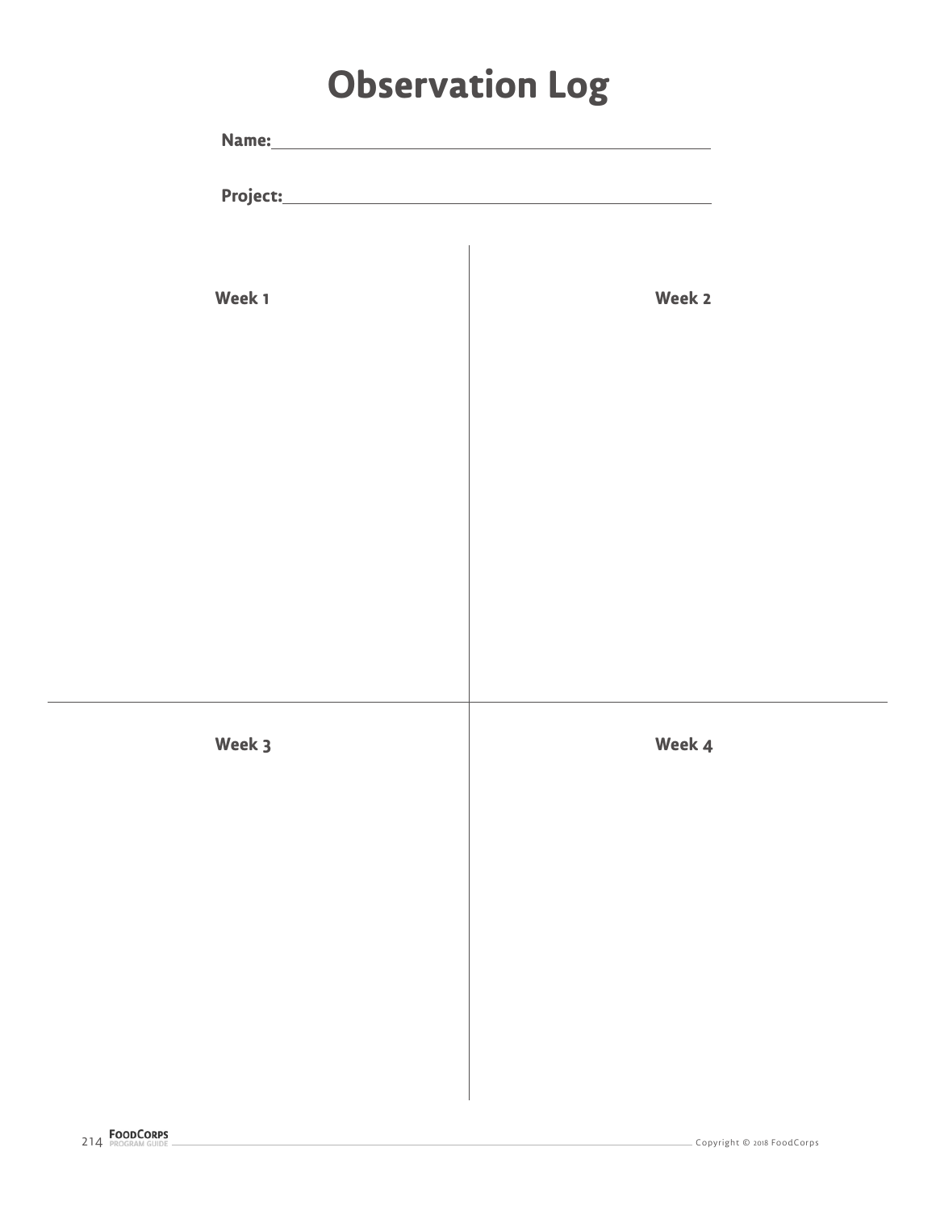# Observation Log

**Name:** ______________________________

**Project:** ______________________________

| | |
|---|---|
| **Week 1** | **Week 2** |
| **Week 3** | **Week 4** |